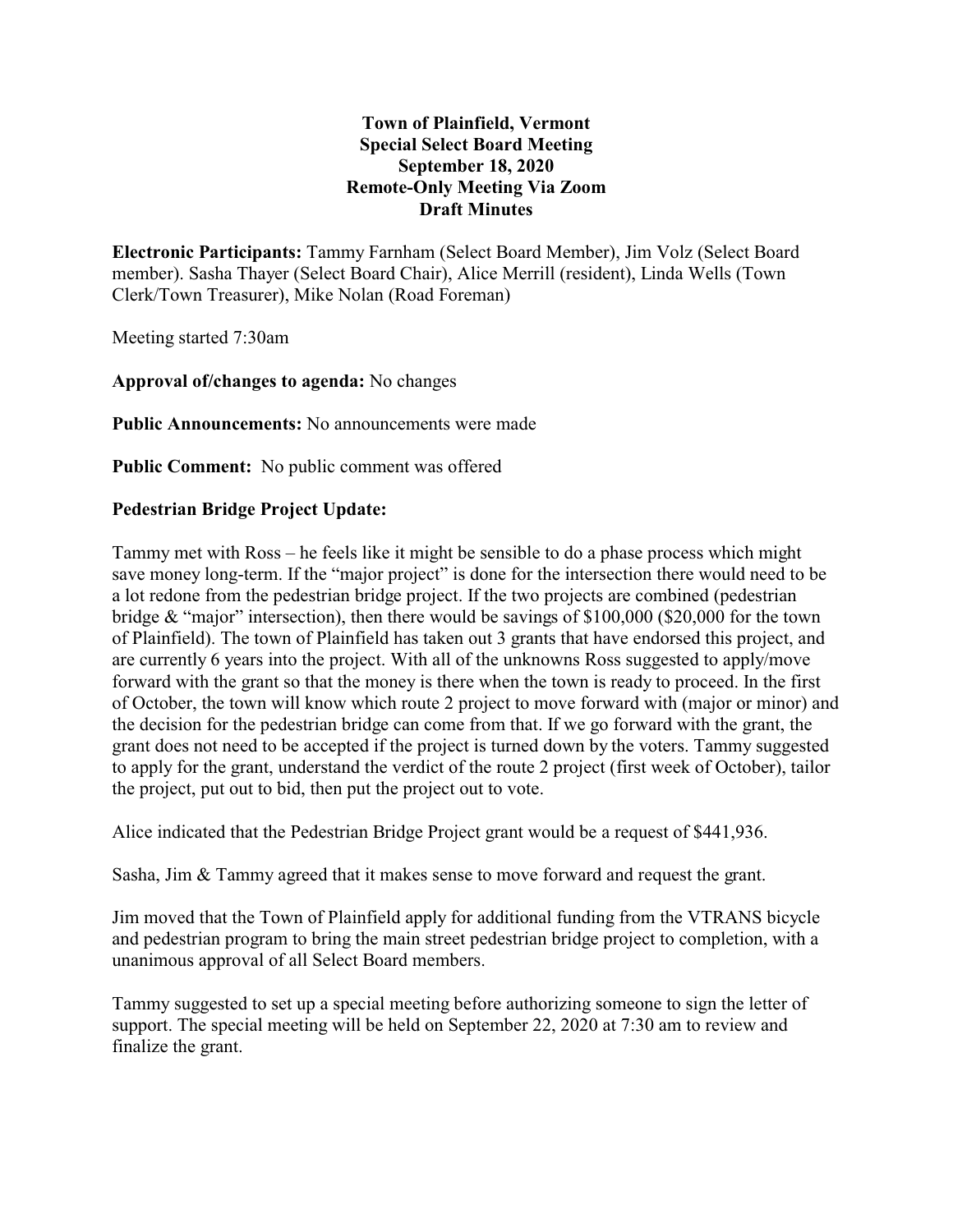**Town of Plainfield, Vermont**
**Special Select Board Meeting**
**September 18, 2020**
**Remote-Only Meeting Via Zoom**
**Draft Minutes**

**Electronic Participants:** Tammy Farnham (Select Board Member), Jim Volz (Select Board member). Sasha Thayer (Select Board Chair), Alice Merrill (resident), Linda Wells (Town Clerk/Town Treasurer), Mike Nolan (Road Foreman)

Meeting started 7:30am

**Approval of/changes to agenda:** No changes

**Public Announcements:** No announcements were made

**Public Comment:** No public comment was offered

**Pedestrian Bridge Project Update:**

Tammy met with Ross – he feels like it might be sensible to do a phase process which might save money long-term. If the "major project" is done for the intersection there would need to be a lot redone from the pedestrian bridge project. If the two projects are combined (pedestrian bridge & "major" intersection), then there would be savings of $100,000 ($20,000 for the town of Plainfield). The town of Plainfield has taken out 3 grants that have endorsed this project, and are currently 6 years into the project. With all of the unknowns Ross suggested to apply/move forward with the grant so that the money is there when the town is ready to proceed. In the first of October, the town will know which route 2 project to move forward with (major or minor) and the decision for the pedestrian bridge can come from that. If we go forward with the grant, the grant does not need to be accepted if the project is turned down by the voters. Tammy suggested to apply for the grant, understand the verdict of the route 2 project (first week of October), tailor the project, put out to bid, then put the project out to vote.

Alice indicated that the Pedestrian Bridge Project grant would be a request of $441,936.

Sasha, Jim & Tammy agreed that it makes sense to move forward and request the grant.

Jim moved that the Town of Plainfield apply for additional funding from the VTRANS bicycle and pedestrian program to bring the main street pedestrian bridge project to completion, with a unanimous approval of all Select Board members.

Tammy suggested to set up a special meeting before authorizing someone to sign the letter of support. The special meeting will be held on September 22, 2020 at 7:30 am to review and finalize the grant.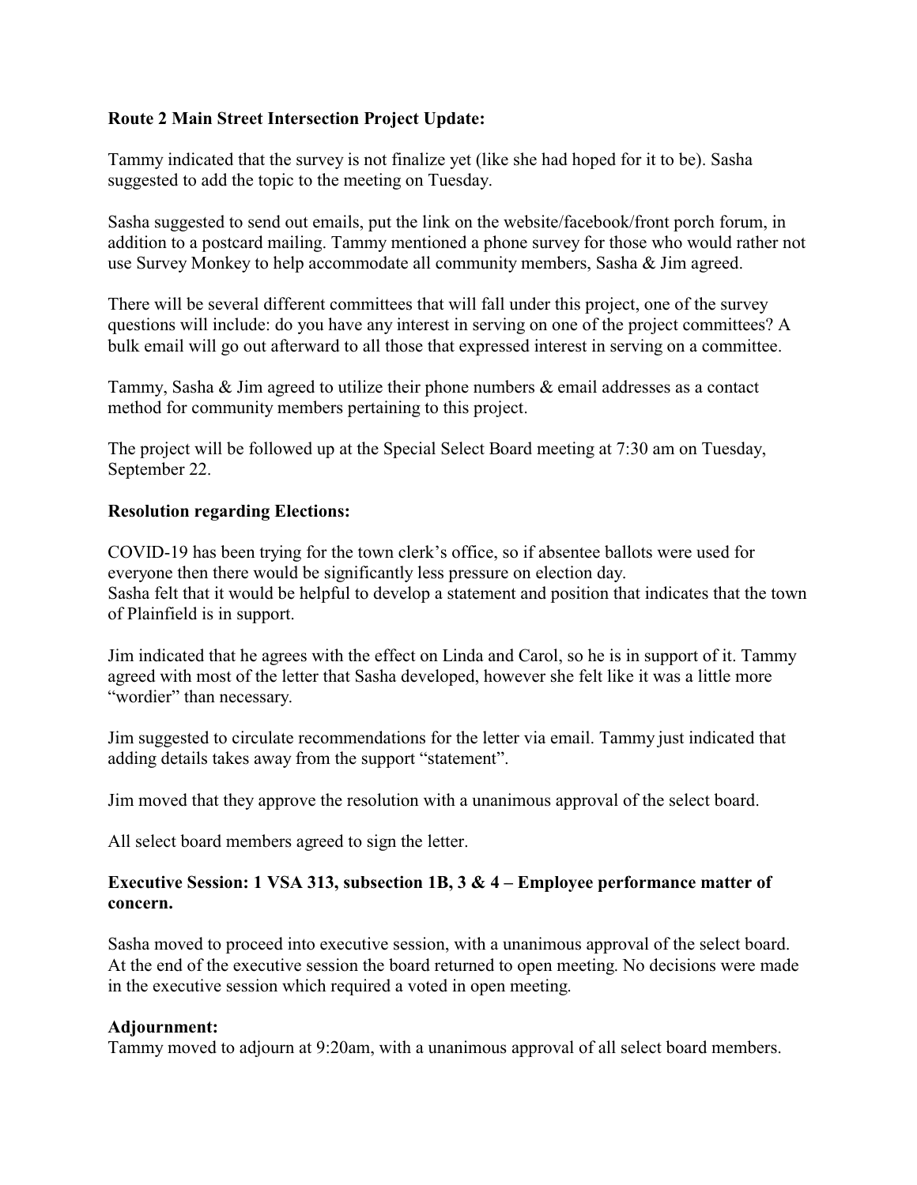**Route 2 Main Street Intersection Project Update:**

Tammy indicated that the survey is not finalize yet (like she had hoped for it to be). Sasha suggested to add the topic to the meeting on Tuesday.

Sasha suggested to send out emails, put the link on the website/facebook/front porch forum, in addition to a postcard mailing. Tammy mentioned a phone survey for those who would rather not use Survey Monkey to help accommodate all community members, Sasha & Jim agreed.

There will be several different committees that will fall under this project, one of the survey questions will include: do you have any interest in serving on one of the project committees? A bulk email will go out afterward to all those that expressed interest in serving on a committee.

Tammy, Sasha & Jim agreed to utilize their phone numbers & email addresses as a contact method for community members pertaining to this project.

The project will be followed up at the Special Select Board meeting at 7:30 am on Tuesday, September 22.

**Resolution regarding Elections:**

COVID-19 has been trying for the town clerk's office, so if absentee ballots were used for everyone then there would be significantly less pressure on election day.
Sasha felt that it would be helpful to develop a statement and position that indicates that the town of Plainfield is in support.

Jim indicated that he agrees with the effect on Linda and Carol, so he is in support of it. Tammy agreed with most of the letter that Sasha developed, however she felt like it was a little more "wordier" than necessary.

Jim suggested to circulate recommendations for the letter via email. Tammy just indicated that adding details takes away from the support "statement".

Jim moved that they approve the resolution with a unanimous approval of the select board.

All select board members agreed to sign the letter.

**Executive Session: 1 VSA 313, subsection 1B, 3 & 4 – Employee performance matter of concern.**

Sasha moved to proceed into executive session, with a unanimous approval of the select board. At the end of the executive session the board returned to open meeting. No decisions were made in the executive session which required a voted in open meeting.

**Adjournment:**
Tammy moved to adjourn at 9:20am, with a unanimous approval of all select board members.